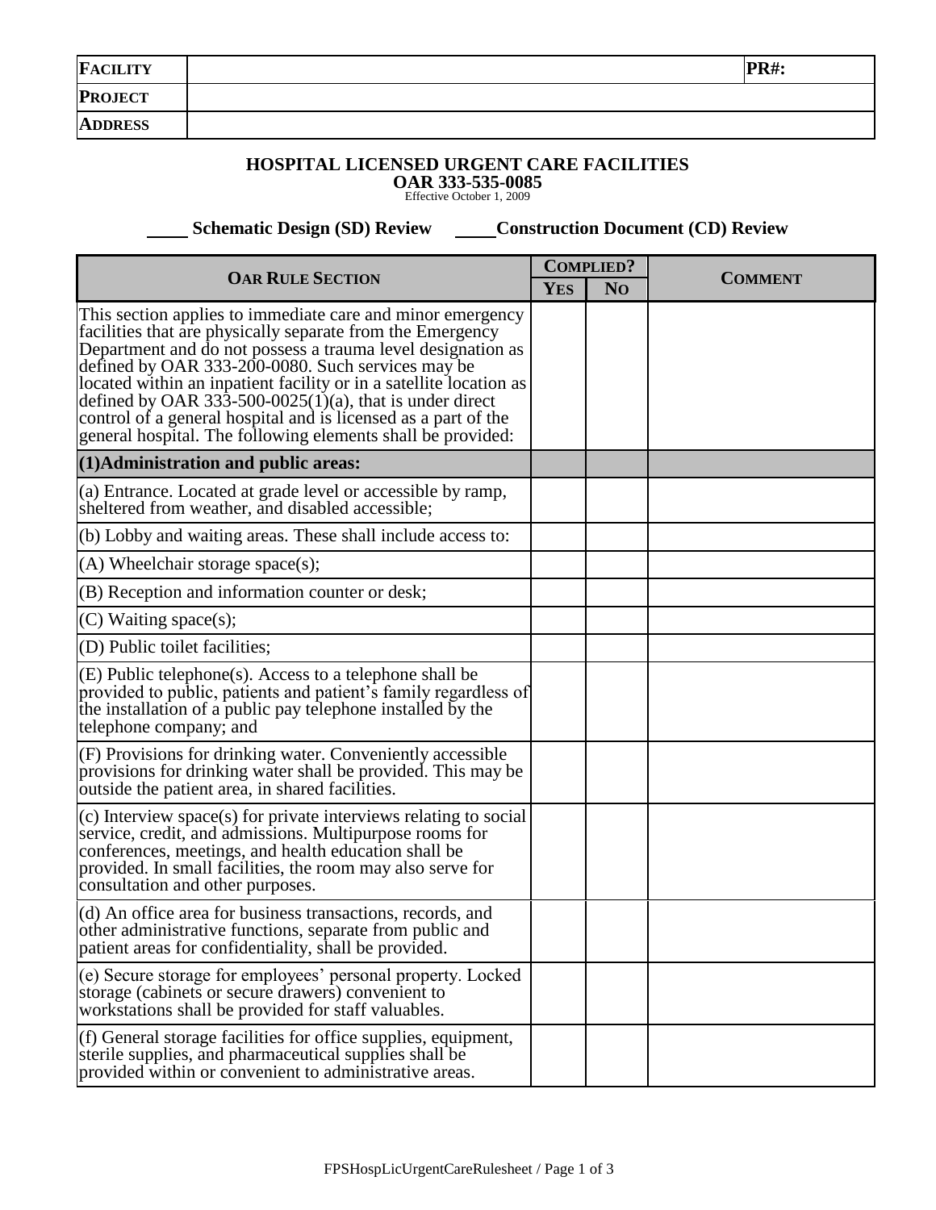| **FACILITY** | | **PR#:** |
|---|---|---|
| **PROJECT** | | |
| **ADDRESS** | | |

## HOSPITAL LICENSED URGENT CARE FACILITIES
### OAR 333-535-0085
Effective October 1, 2009

\_\_\_\_ **Schematic Design (SD) Review** \_\_\_\_ **Construction Document (CD) Review**

| **OAR RULE SECTION** | **COMPLIED?** | | **COMMENT** |
|---|---|---|---|
| | **YES** | **NO** | |
| This section applies to immediate care and minor emergency facilities that are physically separate from the Emergency Department and do not possess a trauma level designation as defined by OAR 333-200-0080. Such services may be located within an inpatient facility or in a satellite location as defined by OAR 333-500-0025(1)(a), that is under direct control of a general hospital and is licensed as a part of the general hospital. The following elements shall be provided: | | | |
| **(1)Administration and public areas:** | | | |
| (a) Entrance. Located at grade level or accessible by ramp, sheltered from weather, and disabled accessible; | | | |
| (b) Lobby and waiting areas. These shall include access to: | | | |
| (A) Wheelchair storage space(s); | | | |
| (B) Reception and information counter or desk; | | | |
| (C) Waiting space(s); | | | |
| (D) Public toilet facilities; | | | |
| (E) Public telephone(s). Access to a telephone shall be provided to public, patients and patient's family regardless of the installation of a public pay telephone installed by the telephone company; and | | | |
| (F) Provisions for drinking water. Conveniently accessible provisions for drinking water shall be provided. This may be outside the patient area, in shared facilities. | | | |
| (c) Interview space(s) for private interviews relating to social service, credit, and admissions. Multipurpose rooms for conferences, meetings, and health education shall be provided. In small facilities, the room may also serve for consultation and other purposes. | | | |
| (d) An office area for business transactions, records, and other administrative functions, separate from public and patient areas for confidentiality, shall be provided. | | | |
| (e) Secure storage for employees' personal property. Locked storage (cabinets or secure drawers) convenient to workstations shall be provided for staff valuables. | | | |
| (f) General storage facilities for office supplies, equipment, sterile supplies, and pharmaceutical supplies shall be provided within or convenient to administrative areas. | | | |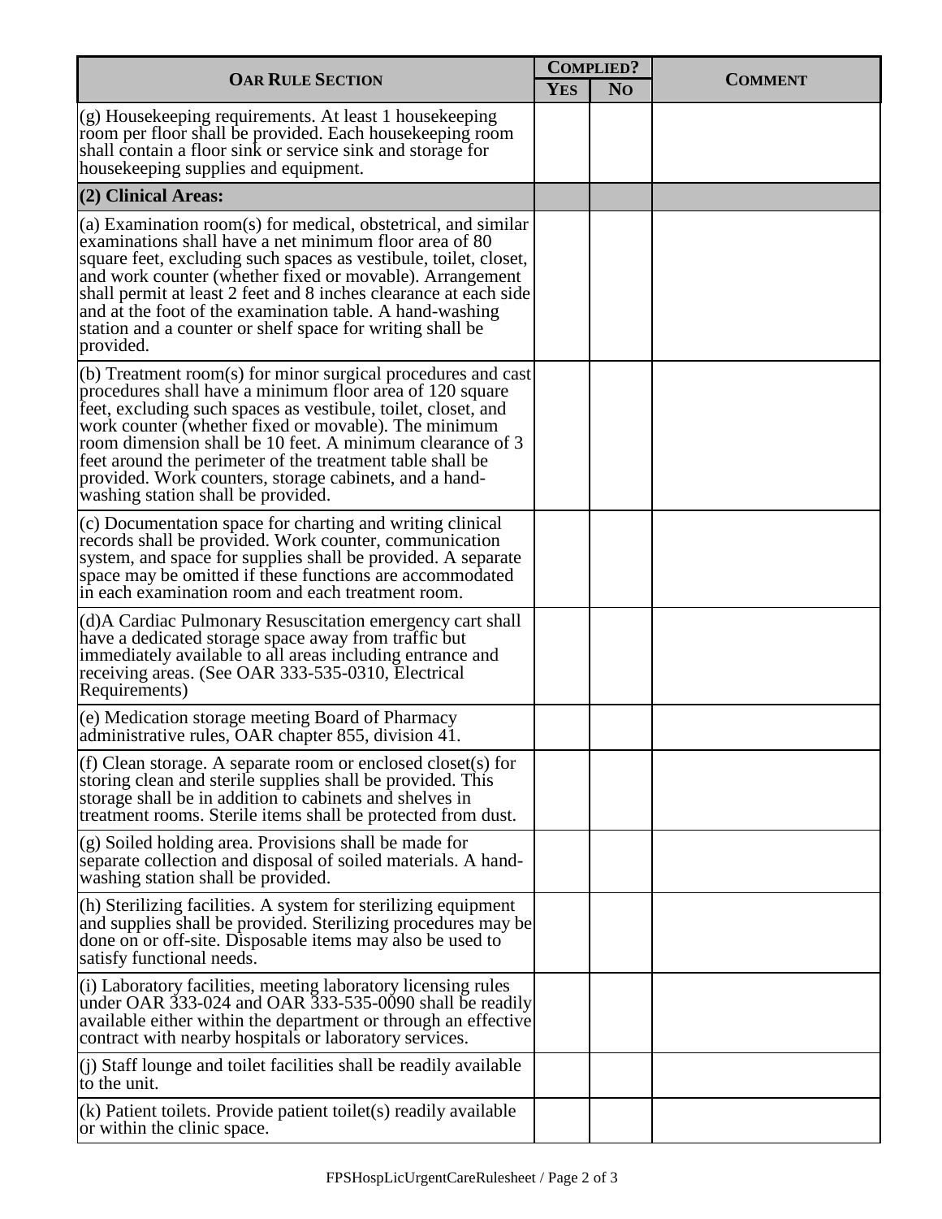| OAR RULE SECTION | COMPLIED? | | COMMENT |
|---|---|---|---|
| | YES | NO | |
| (g) Housekeeping requirements. At least 1 housekeeping room per floor shall be provided. Each housekeeping room shall contain a floor sink or service sink and storage for housekeeping supplies and equipment. | | | |
| **(2) Clinical Areas:** | | | |
| (a) Examination room(s) for medical, obstetrical, and similar examinations shall have a net minimum floor area of 80 square feet, excluding such spaces as vestibule, toilet, closet, and work counter (whether fixed or movable). Arrangement shall permit at least 2 feet and 8 inches clearance at each side and at the foot of the examination table. A hand-washing station and a counter or shelf space for writing shall be provided. | | | |
| (b) Treatment room(s) for minor surgical procedures and cast procedures shall have a minimum floor area of 120 square feet, excluding such spaces as vestibule, toilet, closet, and work counter (whether fixed or movable). The minimum room dimension shall be 10 feet. A minimum clearance of 3 feet around the perimeter of the treatment table shall be provided. Work counters, storage cabinets, and a hand-washing station shall be provided. | | | |
| (c) Documentation space for charting and writing clinical records shall be provided. Work counter, communication system, and space for supplies shall be provided. A separate space may be omitted if these functions are accommodated in each examination room and each treatment room. | | | |
| (d)A Cardiac Pulmonary Resuscitation emergency cart shall have a dedicated storage space away from traffic but immediately available to all areas including entrance and receiving areas. (See OAR 333-535-0310, Electrical Requirements) | | | |
| (e) Medication storage meeting Board of Pharmacy administrative rules, OAR chapter 855, division 41. | | | |
| (f) Clean storage. A separate room or enclosed closet(s) for storing clean and sterile supplies shall be provided. This storage shall be in addition to cabinets and shelves in treatment rooms. Sterile items shall be protected from dust. | | | |
| (g) Soiled holding area. Provisions shall be made for separate collection and disposal of soiled materials. A hand-washing station shall be provided. | | | |
| (h) Sterilizing facilities. A system for sterilizing equipment and supplies shall be provided. Sterilizing procedures may be done on or off-site. Disposable items may also be used to satisfy functional needs. | | | |
| (i) Laboratory facilities, meeting laboratory licensing rules under OAR 333-024 and OAR 333-535-0090 shall be readily available either within the department or through an effective contract with nearby hospitals or laboratory services. | | | |
| (j) Staff lounge and toilet facilities shall be readily available to the unit. | | | |
| (k) Patient toilets. Provide patient toilet(s) readily available or within the clinic space. | | | |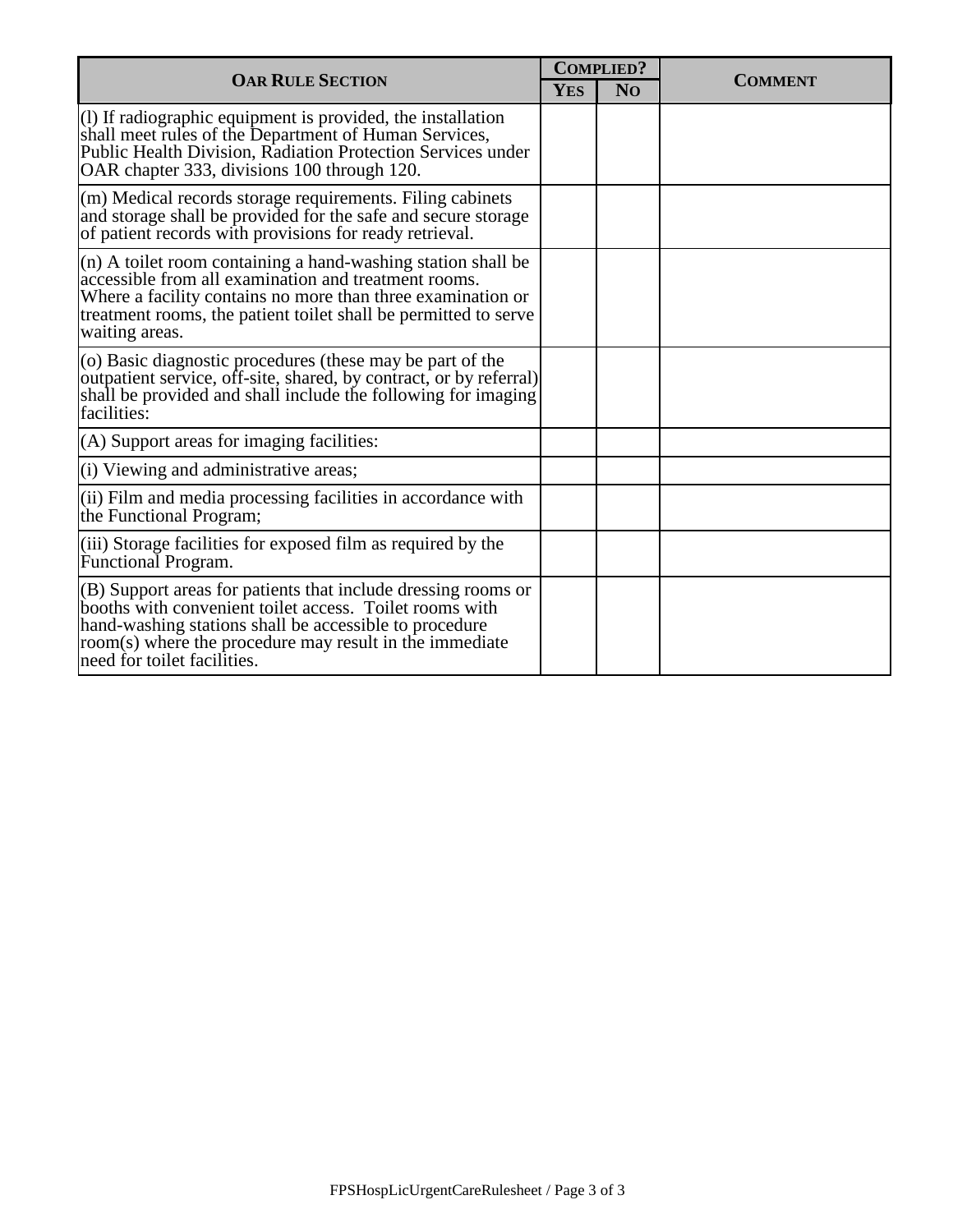| OAR Rule Section | Complied? | | Comment |
|---|---|---|---|
| | Yes | No | |
| (l) If radiographic equipment is provided, the installation shall meet rules of the Department of Human Services, Public Health Division, Radiation Protection Services under OAR chapter 333, divisions 100 through 120. | | | |
| (m) Medical records storage requirements. Filing cabinets and storage shall be provided for the safe and secure storage of patient records with provisions for ready retrieval. | | | |
| (n) A toilet room containing a hand-washing station shall be accessible from all examination and treatment rooms. Where a facility contains no more than three examination or treatment rooms, the patient toilet shall be permitted to serve waiting areas. | | | |
| (o) Basic diagnostic procedures (these may be part of the outpatient service, off-site, shared, by contract, or by referral) shall be provided and shall include the following for imaging facilities: | | | |
| (A) Support areas for imaging facilities: | | | |
| (i) Viewing and administrative areas; | | | |
| (ii) Film and media processing facilities in accordance with the Functional Program; | | | |
| (iii) Storage facilities for exposed film as required by the Functional Program. | | | |
| (B) Support areas for patients that include dressing rooms or booths with convenient toilet access. Toilet rooms with hand-washing stations shall be accessible to procedure room(s) where the procedure may result in the immediate need for toilet facilities. | | | |